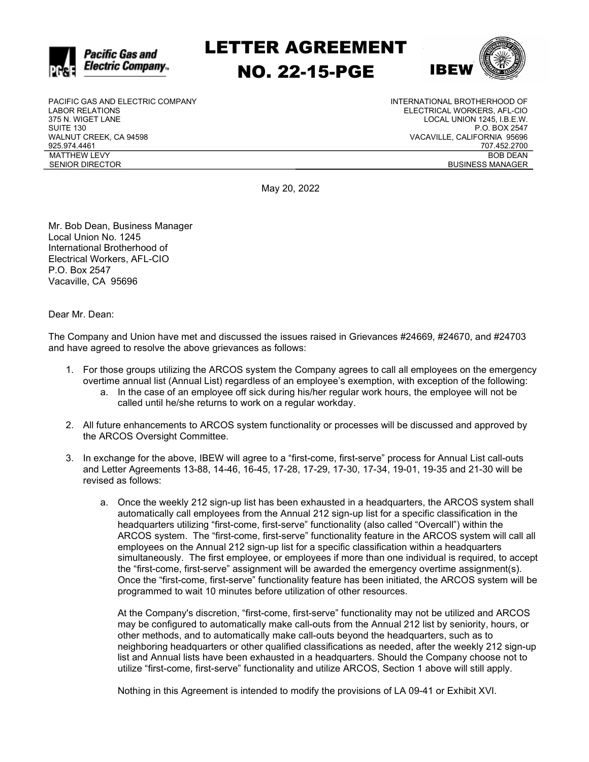# LETTER AGREEMENT NO. 22-15-PGE

PACIFIC GAS AND ELECTRIC COMPANY
LABOR RELATIONS
375 N. WIGET LANE
SUITE 130
WALNUT CREEK, CA 94598
925.974.4461
MATTHEW LEVY
SENIOR DIRECTOR

INTERNATIONAL BROTHERHOOD OF
ELECTRICAL WORKERS, AFL-CIO
LOCAL UNION 1245, I.B.E.W.
P.O. BOX 2547
VACAVILLE, CALIFORNIA 95696
707.452.2700
BOB DEAN
BUSINESS MANAGER

May 20, 2022

Mr. Bob Dean, Business Manager
Local Union No. 1245
International Brotherhood of
Electrical Workers, AFL-CIO
P.O. Box 2547
Vacaville, CA 95696

Dear Mr. Dean:

The Company and Union have met and discussed the issues raised in Grievances #24669, #24670, and #24703 and have agreed to resolve the above grievances as follows:

1. For those groups utilizing the ARCOS system the Company agrees to call all employees on the emergency overtime annual list (Annual List) regardless of an employee's exemption, with exception of the following:
   a. In the case of an employee off sick during his/her regular work hours, the employee will not be called until he/she returns to work on a regular workday.
2. All future enhancements to ARCOS system functionality or processes will be discussed and approved by the ARCOS Oversight Committee.
3. In exchange for the above, IBEW will agree to a "first-come, first-serve" process for Annual List call-outs and Letter Agreements 13-88, 14-46, 16-45, 17-28, 17-29, 17-30, 17-34, 19-01, 19-35 and 21-30 will be revised as follows:

   a. Once the weekly 212 sign-up list has been exhausted in a headquarters, the ARCOS system shall automatically call employees from the Annual 212 sign-up list for a specific classification in the headquarters utilizing "first-come, first-serve" functionality (also called "Overcall") within the ARCOS system. The "first-come, first-serve" functionality feature in the ARCOS system will call all employees on the Annual 212 sign-up list for a specific classification within a headquarters simultaneously. The first employee, or employees if more than one individual is required, to accept the "first-come, first-serve" assignment will be awarded the emergency overtime assignment(s). Once the "first-come, first-serve" functionality feature has been initiated, the ARCOS system will be programmed to wait 10 minutes before utilization of other resources.

      At the Company's discretion, "first-come, first-serve" functionality may not be utilized and ARCOS may be configured to automatically make call-outs from the Annual 212 list by seniority, hours, or other methods, and to automatically make call-outs beyond the headquarters, such as to neighboring headquarters or other qualified classifications as needed, after the weekly 212 sign-up list and Annual lists have been exhausted in a headquarters. Should the Company choose not to utilize "first-come, first-serve" functionality and utilize ARCOS, Section 1 above will still apply.

      Nothing in this Agreement is intended to modify the provisions of LA 09-41 or Exhibit XVI.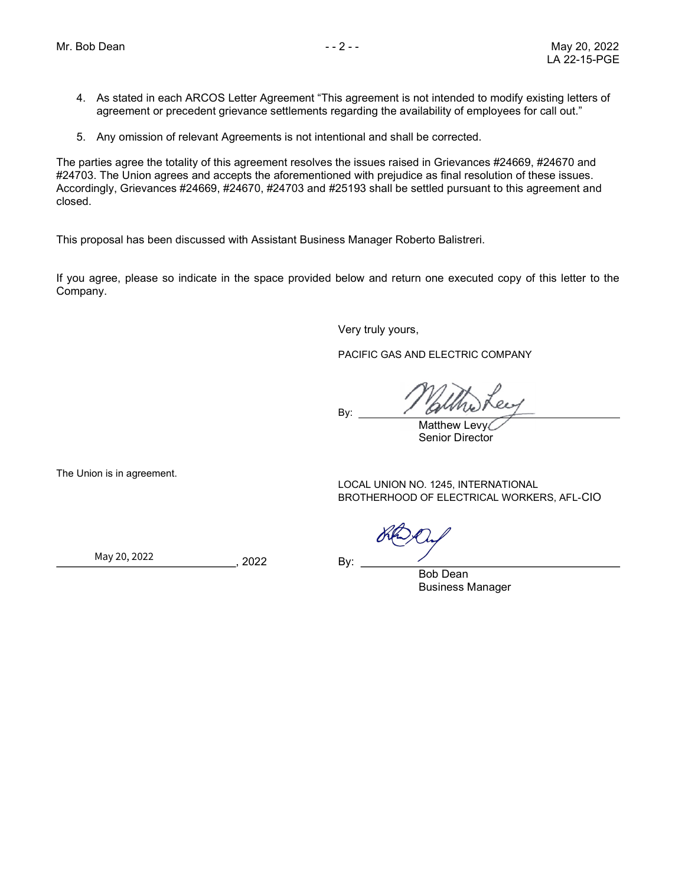4. As stated in each ARCOS Letter Agreement "This agreement is not intended to modify existing letters of agreement or precedent grievance settlements regarding the availability of employees for call out."

5. Any omission of relevant Agreements is not intentional and shall be corrected.

The parties agree the totality of this agreement resolves the issues raised in Grievances #24669, #24670 and #24703. The Union agrees and accepts the aforementioned with prejudice as final resolution of these issues. Accordingly, Grievances #24669, #24670, #24703 and #25193 shall be settled pursuant to this agreement and closed.

This proposal has been discussed with Assistant Business Manager Roberto Balistreri.

If you agree, please so indicate in the space provided below and return one executed copy of this letter to the Company.

Very truly yours,

PACIFIC GAS AND ELECTRIC COMPANY

By: ____________________
Matthew Levy
Senior Director

The Union is in agreement.

LOCAL UNION NO. 1245, INTERNATIONAL BROTHERHOOD OF ELECTRICAL WORKERS, AFL-CIO

May 20, 2022, 2022

By: ____________________
Bob Dean
Business Manager